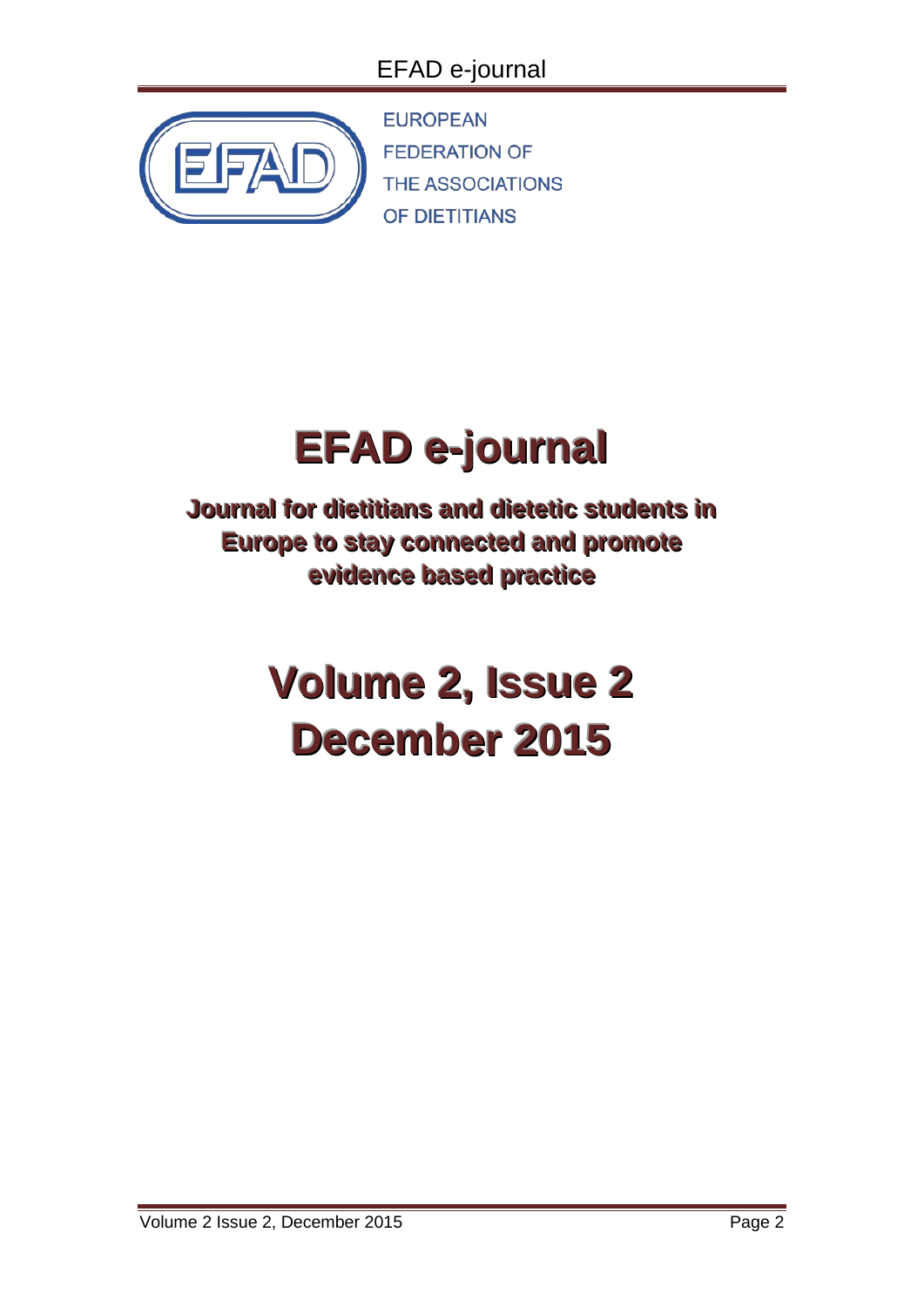EUROPEAN
FEDERATION OF
THE ASSOCIATIONS
OF DIETITIANS

# EFAD e-journal

**Journal for dietitians and dietetic students in Europe to stay connected and promote evidence based practice**

# Volume 2, Issue 2
# December 2015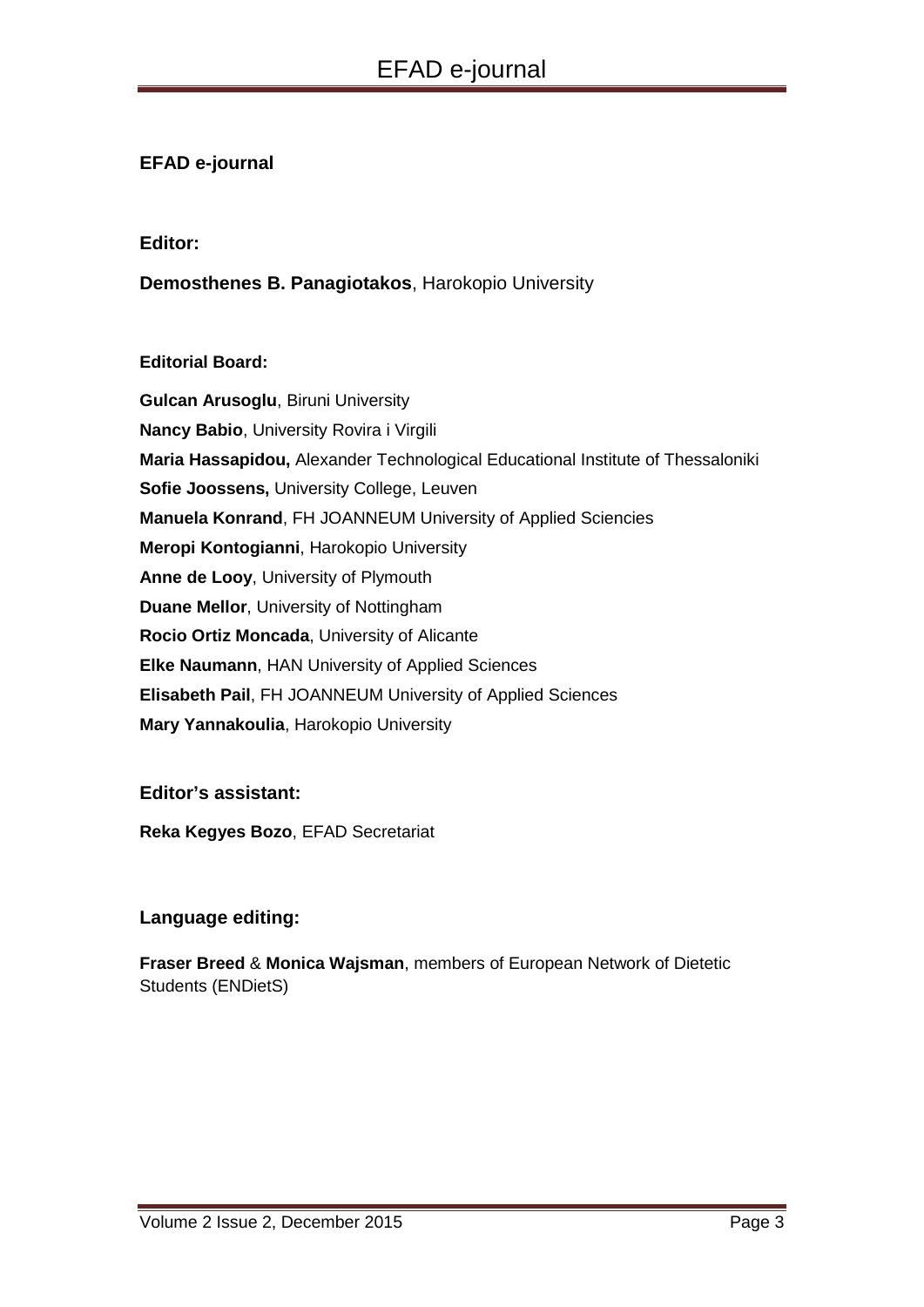**EFAD e-journal**

**Editor:**

**Demosthenes B. Panagiotakos**, Harokopio University

**Editorial Board:**

**Gulcan Arusoglu**, Biruni University
**Nancy Babio**, University Rovira i Virgili
**Maria Hassapidou,** Alexander Technological Educational Institute of Thessaloniki
**Sofie Joossens,** University College, Leuven
**Manuela Konrand**, FH JOANNEUM University of Applied Sciencies
**Meropi Kontogianni**, Harokopio University
**Anne de Looy**, University of Plymouth
**Duane Mellor**, University of Nottingham
**Rocio Ortiz Moncada**, University of Alicante
**Elke Naumann**, HAN University of Applied Sciences
**Elisabeth Pail**, FH JOANNEUM University of Applied Sciences
**Mary Yannakoulia**, Harokopio University

**Editor's assistant:**

**Reka Kegyes Bozo**, EFAD Secretariat

**Language editing:**

**Fraser Breed** & **Monica Wajsman**, members of European Network of Dietetic Students (ENDietS)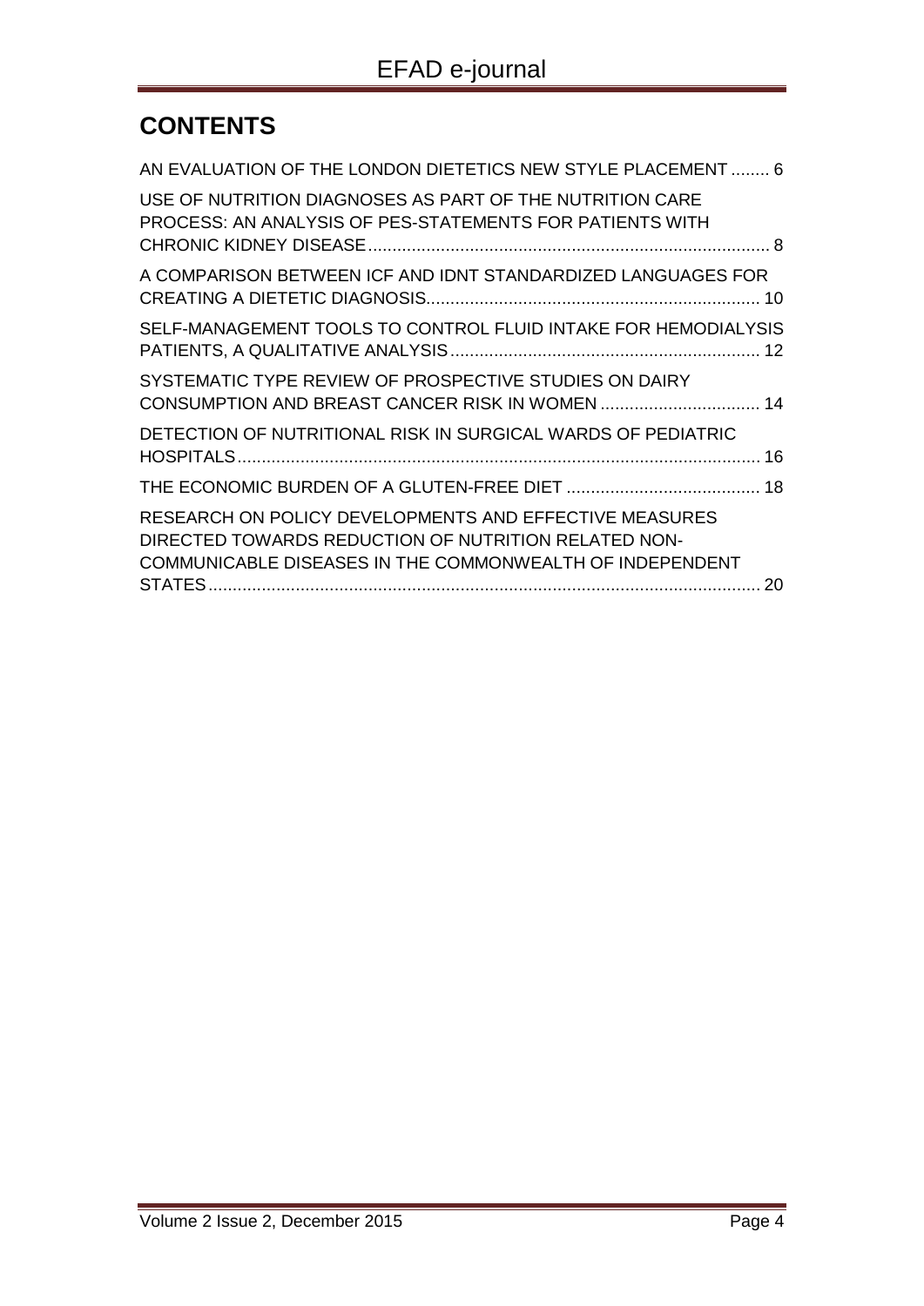# CONTENTS

AN EVALUATION OF THE LONDON DIETETICS NEW STYLE PLACEMENT ........ 6

USE OF NUTRITION DIAGNOSES AS PART OF THE NUTRITION CARE PROCESS: AN ANALYSIS OF PES-STATEMENTS FOR PATIENTS WITH CHRONIC KIDNEY DISEASE ........ 8

A COMPARISON BETWEEN ICF AND IDNT STANDARDIZED LANGUAGES FOR CREATING A DIETETIC DIAGNOSIS ........ 10

SELF-MANAGEMENT TOOLS TO CONTROL FLUID INTAKE FOR HEMODIALYSIS PATIENTS, A QUALITATIVE ANALYSIS ........ 12

SYSTEMATIC TYPE REVIEW OF PROSPECTIVE STUDIES ON DAIRY CONSUMPTION AND BREAST CANCER RISK IN WOMEN ........ 14

DETECTION OF NUTRITIONAL RISK IN SURGICAL WARDS OF PEDIATRIC HOSPITALS ........ 16

THE ECONOMIC BURDEN OF A GLUTEN-FREE DIET ........ 18

RESEARCH ON POLICY DEVELOPMENTS AND EFFECTIVE MEASURES DIRECTED TOWARDS REDUCTION OF NUTRITION RELATED NON-COMMUNICABLE DISEASES IN THE COMMONWEALTH OF INDEPENDENT STATES ........ 20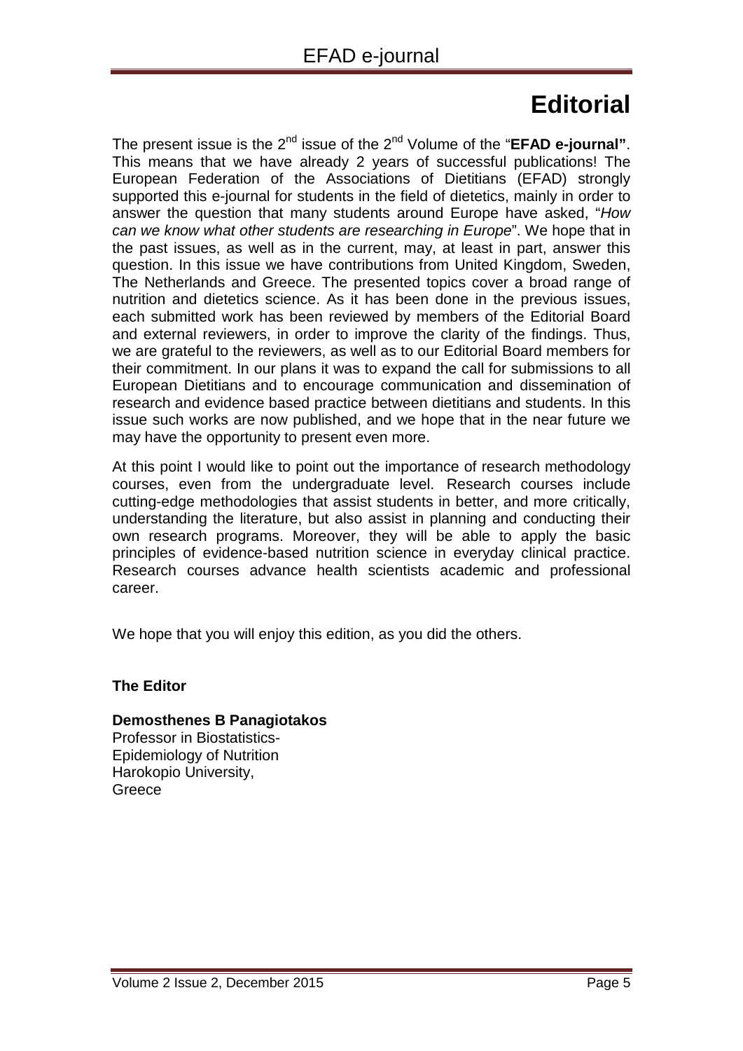# Editorial

The present issue is the 2nd issue of the 2nd Volume of the "**EFAD e-journal"**. This means that we have already 2 years of successful publications! The European Federation of the Associations of Dietitians (EFAD) strongly supported this e-journal for students in the field of dietetics, mainly in order to answer the question that many students around Europe have asked, "*How can we know what other students are researching in Europe*". We hope that in the past issues, as well as in the current, may, at least in part, answer this question. In this issue we have contributions from United Kingdom, Sweden, The Netherlands and Greece. The presented topics cover a broad range of nutrition and dietetics science. As it has been done in the previous issues, each submitted work has been reviewed by members of the Editorial Board and external reviewers, in order to improve the clarity of the findings. Thus, we are grateful to the reviewers, as well as to our Editorial Board members for their commitment. In our plans it was to expand the call for submissions to all European Dietitians and to encourage communication and dissemination of research and evidence based practice between dietitians and students. In this issue such works are now published, and we hope that in the near future we may have the opportunity to present even more.

At this point I would like to point out the importance of research methodology courses, even from the undergraduate level. Research courses include cutting-edge methodologies that assist students in better, and more critically, understanding the literature, but also assist in planning and conducting their own research programs. Moreover, they will be able to apply the basic principles of evidence-based nutrition science in everyday clinical practice. Research courses advance health scientists academic and professional career.

We hope that you will enjoy this edition, as you did the others.

**The Editor**

**Demosthenes B Panagiotakos**
Professor in Biostatistics-
Epidemiology of Nutrition
Harokopio University,
Greece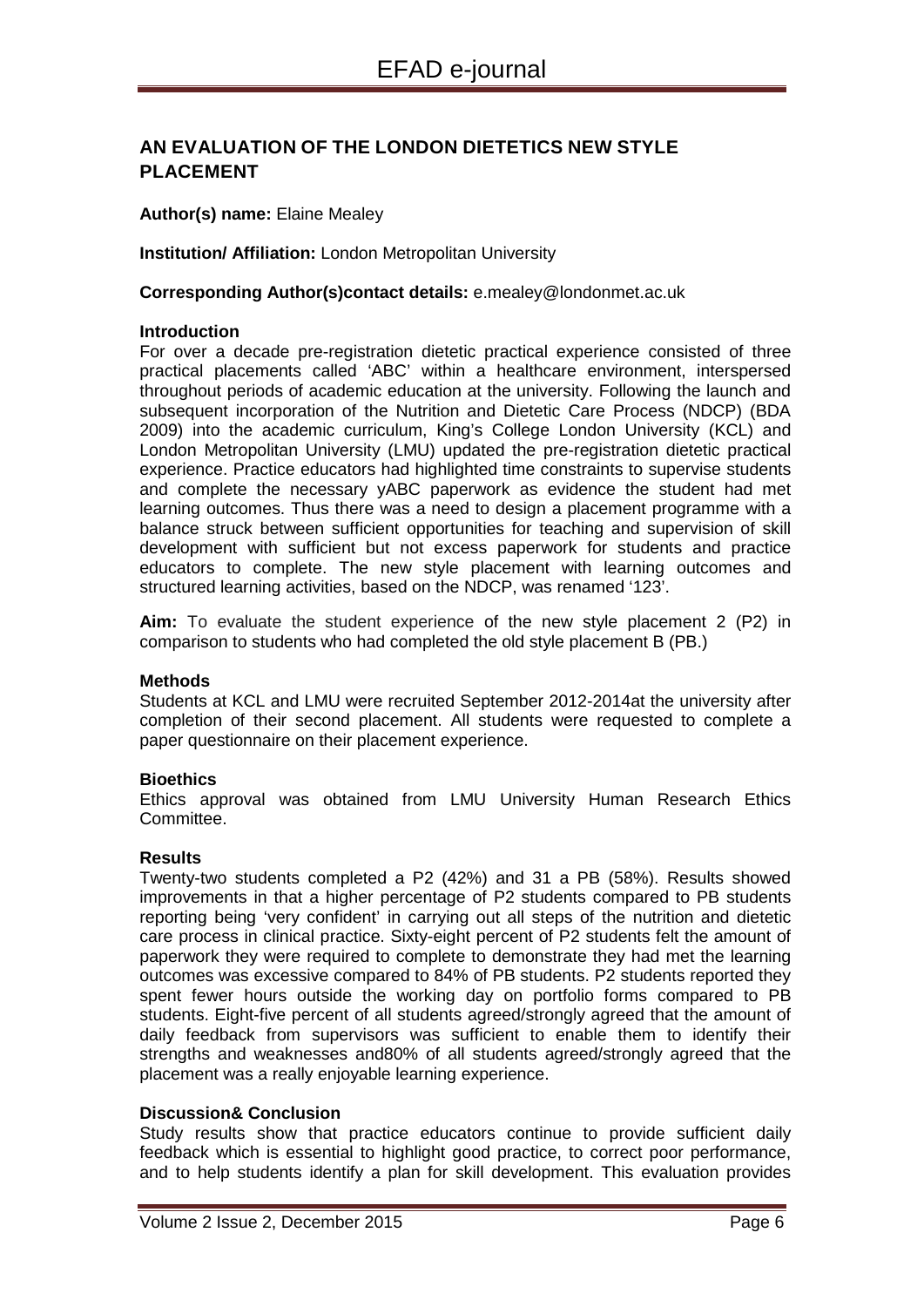## AN EVALUATION OF THE LONDON DIETETICS NEW STYLE PLACEMENT

**Author(s) name:** Elaine Mealey

**Institution/ Affiliation:** London Metropolitan University

**Corresponding Author(s)contact details:** e.mealey@londonmet.ac.uk

**Introduction**

For over a decade pre-registration dietetic practical experience consisted of three practical placements called 'ABC' within a healthcare environment, interspersed throughout periods of academic education at the university. Following the launch and subsequent incorporation of the Nutrition and Dietetic Care Process (NDCP) (BDA 2009) into the academic curriculum, King's College London University (KCL) and London Metropolitan University (LMU) updated the pre-registration dietetic practical experience. Practice educators had highlighted time constraints to supervise students and complete the necessary yABC paperwork as evidence the student had met learning outcomes. Thus there was a need to design a placement programme with a balance struck between sufficient opportunities for teaching and supervision of skill development with sufficient but not excess paperwork for students and practice educators to complete. The new style placement with learning outcomes and structured learning activities, based on the NDCP, was renamed '123'.

**Aim:** To evaluate the student experience of the new style placement 2 (P2) in comparison to students who had completed the old style placement B (PB.)

**Methods**

Students at KCL and LMU were recruited September 2012-2014at the university after completion of their second placement. All students were requested to complete a paper questionnaire on their placement experience.

**Bioethics**

Ethics approval was obtained from LMU University Human Research Ethics Committee.

**Results**

Twenty-two students completed a P2 (42%) and 31 a PB (58%). Results showed improvements in that a higher percentage of P2 students compared to PB students reporting being 'very confident' in carrying out all steps of the nutrition and dietetic care process in clinical practice. Sixty-eight percent of P2 students felt the amount of paperwork they were required to complete to demonstrate they had met the learning outcomes was excessive compared to 84% of PB students. P2 students reported they spent fewer hours outside the working day on portfolio forms compared to PB students. Eight-five percent of all students agreed/strongly agreed that the amount of daily feedback from supervisors was sufficient to enable them to identify their strengths and weaknesses and80% of all students agreed/strongly agreed that the placement was a really enjoyable learning experience.

**Discussion& Conclusion**

Study results show that practice educators continue to provide sufficient daily feedback which is essential to highlight good practice, to correct poor performance, and to help students identify a plan for skill development. This evaluation provides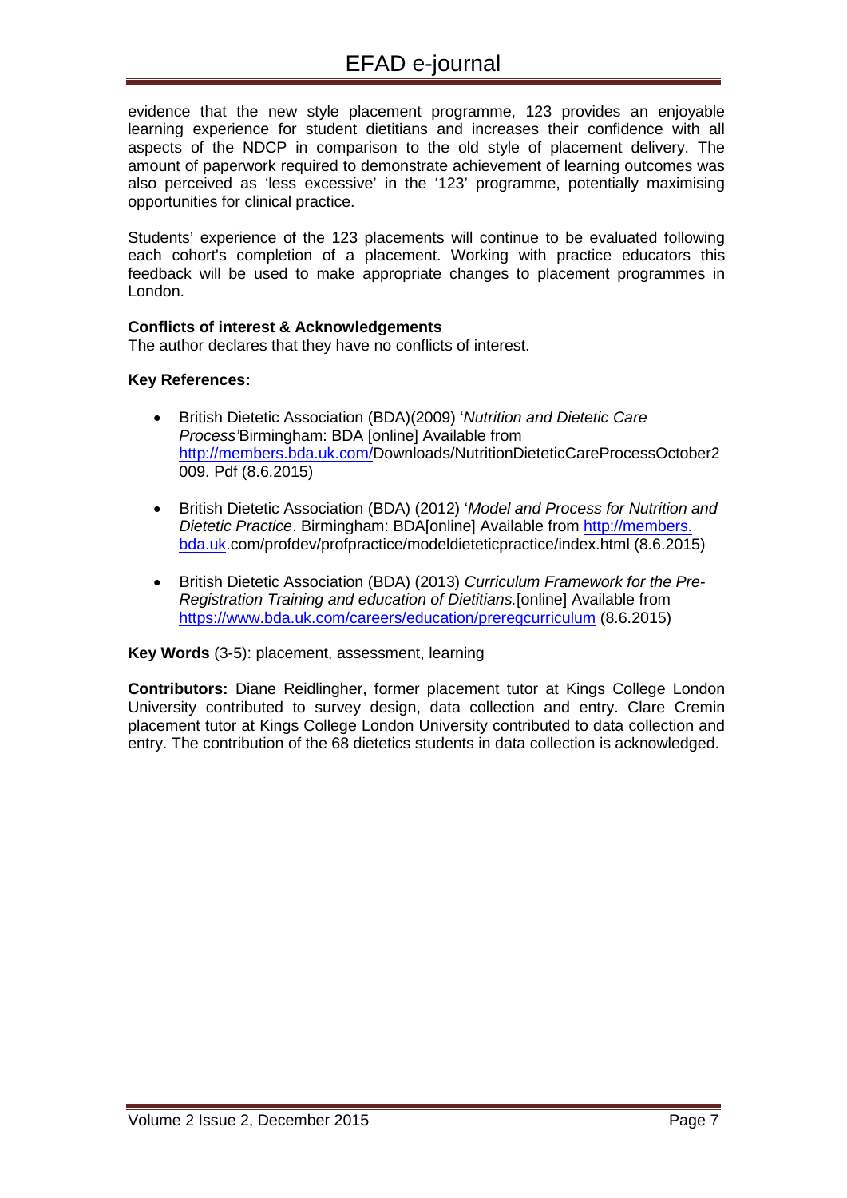evidence that the new style placement programme, 123 provides an enjoyable learning experience for student dietitians and increases their confidence with all aspects of the NDCP in comparison to the old style of placement delivery. The amount of paperwork required to demonstrate achievement of learning outcomes was also perceived as 'less excessive' in the '123' programme, potentially maximising opportunities for clinical practice.

Students' experience of the 123 placements will continue to be evaluated following each cohort's completion of a placement. Working with practice educators this feedback will be used to make appropriate changes to placement programmes in London.

**Conflicts of interest & Acknowledgements**
The author declares that they have no conflicts of interest.

**Key References:**

- British Dietetic Association (BDA)(2009) '*Nutrition and Dietetic Care Process'*Birmingham: BDA [online] Available from http://members.bda.uk.com/Downloads/NutritionDieteticCareProcessOctober2009. Pdf (8.6.2015)
- British Dietetic Association (BDA) (2012) '*Model and Process for Nutrition and Dietetic Practice*. Birmingham: BDA[online] Available from http://members.bda.uk.com/profdev/profpractice/modeldieteticpractice/index.html (8.6.2015)
- British Dietetic Association (BDA) (2013) *Curriculum Framework for the Pre-Registration Training and education of Dietitians.*[online] Available from https://www.bda.uk.com/careers/education/preregcurriculum (8.6.2015)

**Key Words** (3-5): placement, assessment, learning

**Contributors:** Diane Reidlingher, former placement tutor at Kings College London University contributed to survey design, data collection and entry. Clare Cremin placement tutor at Kings College London University contributed to data collection and entry. The contribution of the 68 dietetics students in data collection is acknowledged.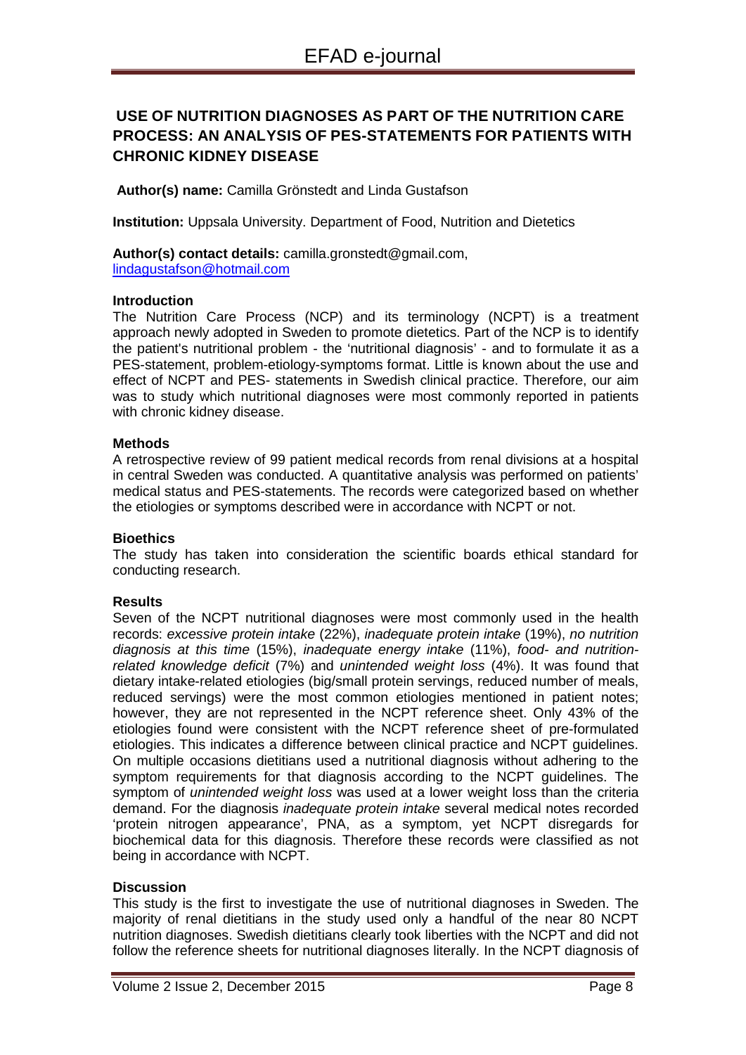## USE OF NUTRITION DIAGNOSES AS PART OF THE NUTRITION CARE PROCESS: AN ANALYSIS OF PES-STATEMENTS FOR PATIENTS WITH CHRONIC KIDNEY DISEASE

**Author(s) name:** Camilla Grönstedt and Linda Gustafson

**Institution:** Uppsala University. Department of Food, Nutrition and Dietetics

**Author(s) contact details:** camilla.gronstedt@gmail.com, lindagustafson@hotmail.com

### Introduction

The Nutrition Care Process (NCP) and its terminology (NCPT) is a treatment approach newly adopted in Sweden to promote dietetics. Part of the NCP is to identify the patient's nutritional problem - the 'nutritional diagnosis' - and to formulate it as a PES-statement, problem-etiology-symptoms format. Little is known about the use and effect of NCPT and PES- statements in Swedish clinical practice. Therefore, our aim was to study which nutritional diagnoses were most commonly reported in patients with chronic kidney disease.

### Methods

A retrospective review of 99 patient medical records from renal divisions at a hospital in central Sweden was conducted. A quantitative analysis was performed on patients' medical status and PES-statements. The records were categorized based on whether the etiologies or symptoms described were in accordance with NCPT or not.

### Bioethics

The study has taken into consideration the scientific boards ethical standard for conducting research.

### Results

Seven of the NCPT nutritional diagnoses were most commonly used in the health records: *excessive protein intake* (22%), *inadequate protein intake* (19%), *no nutrition diagnosis at this time* (15%), *inadequate energy intake* (11%), *food- and nutrition-related knowledge deficit* (7%) and *unintended weight loss* (4%). It was found that dietary intake-related etiologies (big/small protein servings, reduced number of meals, reduced servings) were the most common etiologies mentioned in patient notes; however, they are not represented in the NCPT reference sheet. Only 43% of the etiologies found were consistent with the NCPT reference sheet of pre-formulated etiologies. This indicates a difference between clinical practice and NCPT guidelines. On multiple occasions dietitians used a nutritional diagnosis without adhering to the symptom requirements for that diagnosis according to the NCPT guidelines. The symptom of *unintended weight loss* was used at a lower weight loss than the criteria demand. For the diagnosis *inadequate protein intake* several medical notes recorded 'protein nitrogen appearance', PNA, as a symptom, yet NCPT disregards for biochemical data for this diagnosis. Therefore these records were classified as not being in accordance with NCPT.

### Discussion

This study is the first to investigate the use of nutritional diagnoses in Sweden. The majority of renal dietitians in the study used only a handful of the near 80 NCPT nutrition diagnoses. Swedish dietitians clearly took liberties with the NCPT and did not follow the reference sheets for nutritional diagnoses literally. In the NCPT diagnosis of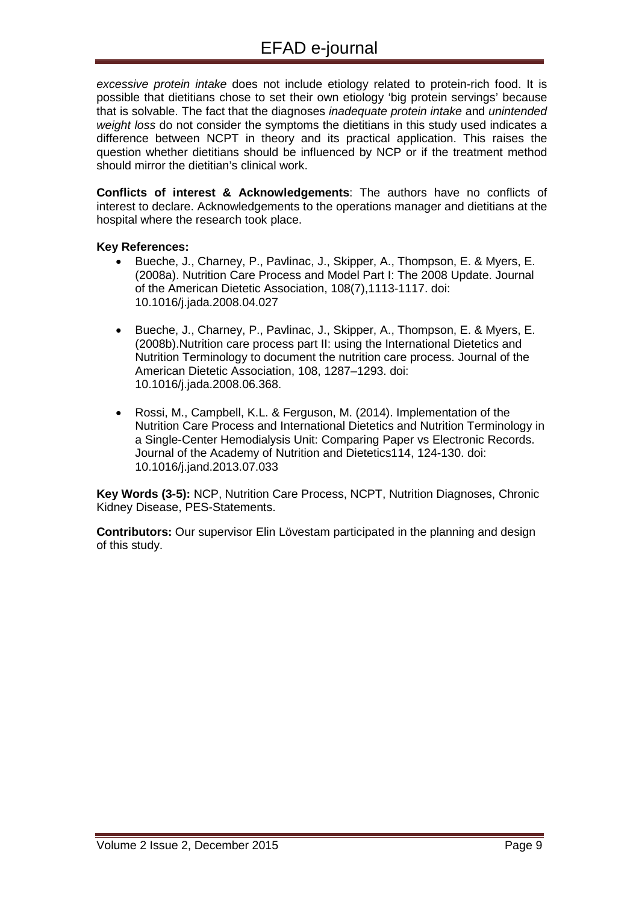*excessive protein intake* does not include etiology related to protein-rich food. It is possible that dietitians chose to set their own etiology 'big protein servings' because that is solvable. The fact that the diagnoses *inadequate protein intake* and *unintended weight loss* do not consider the symptoms the dietitians in this study used indicates a difference between NCPT in theory and its practical application. This raises the question whether dietitians should be influenced by NCP or if the treatment method should mirror the dietitian's clinical work.

**Conflicts of interest & Acknowledgements**: The authors have no conflicts of interest to declare. Acknowledgements to the operations manager and dietitians at the hospital where the research took place.

**Key References:**

- Bueche, J., Charney, P., Pavlinac, J., Skipper, A., Thompson, E. & Myers, E. (2008a). Nutrition Care Process and Model Part I: The 2008 Update. Journal of the American Dietetic Association, 108(7),1113-1117. doi: 10.1016/j.jada.2008.04.027

- Bueche, J., Charney, P., Pavlinac, J., Skipper, A., Thompson, E. & Myers, E. (2008b).Nutrition care process part II: using the International Dietetics and Nutrition Terminology to document the nutrition care process. Journal of the American Dietetic Association, 108, 1287–1293. doi: 10.1016/j.jada.2008.06.368.

- Rossi, M., Campbell, K.L. & Ferguson, M. (2014). Implementation of the Nutrition Care Process and International Dietetics and Nutrition Terminology in a Single-Center Hemodialysis Unit: Comparing Paper vs Electronic Records. Journal of the Academy of Nutrition and Dietetics114, 124-130. doi: 10.1016/j.jand.2013.07.033

**Key Words (3-5):** NCP, Nutrition Care Process, NCPT, Nutrition Diagnoses, Chronic Kidney Disease, PES-Statements.

**Contributors:** Our supervisor Elin Lövestam participated in the planning and design of this study.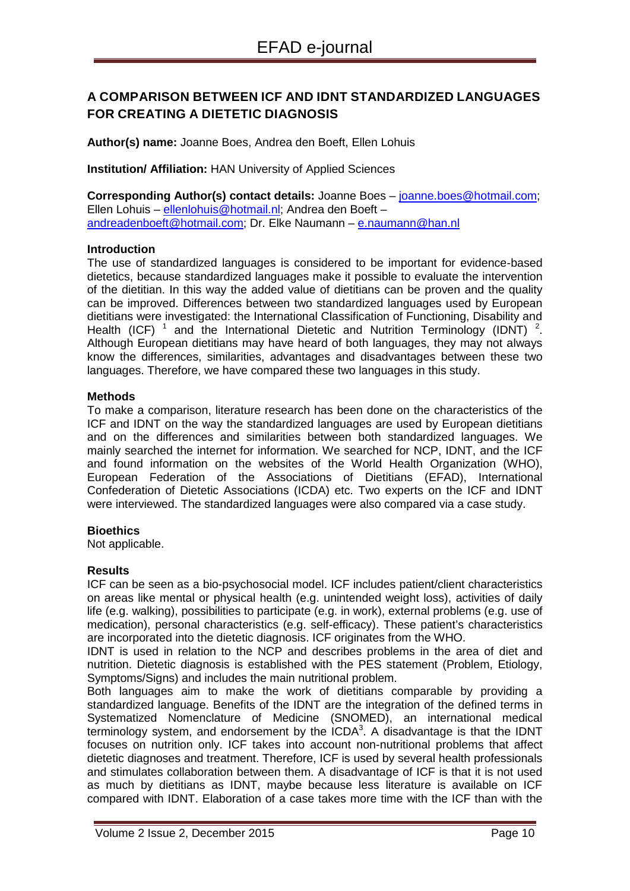## A COMPARISON BETWEEN ICF AND IDNT STANDARDIZED LANGUAGES FOR CREATING A DIETETIC DIAGNOSIS

**Author(s) name:** Joanne Boes, Andrea den Boeft, Ellen Lohuis

**Institution/ Affiliation:** HAN University of Applied Sciences

**Corresponding Author(s) contact details:** Joanne Boes – joanne.boes@hotmail.com; Ellen Lohuis – ellenlohuis@hotmail.nl; Andrea den Boeft – andreadenboeft@hotmail.com; Dr. Elke Naumann – e.naumann@han.nl

### Introduction

The use of standardized languages is considered to be important for evidence-based dietetics, because standardized languages make it possible to evaluate the intervention of the dietitian. In this way the added value of dietitians can be proven and the quality can be improved. Differences between two standardized languages used by European dietitians were investigated: the International Classification of Functioning, Disability and Health (ICF) [1] and the International Dietetic and Nutrition Terminology (IDNT) [2]. Although European dietitians may have heard of both languages, they may not always know the differences, similarities, advantages and disadvantages between these two languages. Therefore, we have compared these two languages in this study.

### Methods

To make a comparison, literature research has been done on the characteristics of the ICF and IDNT on the way the standardized languages are used by European dietitians and on the differences and similarities between both standardized languages. We mainly searched the internet for information. We searched for NCP, IDNT, and the ICF and found information on the websites of the World Health Organization (WHO), European Federation of the Associations of Dietitians (EFAD), International Confederation of Dietetic Associations (ICDA) etc. Two experts on the ICF and IDNT were interviewed. The standardized languages were also compared via a case study.

### Bioethics

Not applicable.

### Results

ICF can be seen as a bio-psychosocial model. ICF includes patient/client characteristics on areas like mental or physical health (e.g. unintended weight loss), activities of daily life (e.g. walking), possibilities to participate (e.g. in work), external problems (e.g. use of medication), personal characteristics (e.g. self-efficacy). These patient's characteristics are incorporated into the dietetic diagnosis. ICF originates from the WHO.

IDNT is used in relation to the NCP and describes problems in the area of diet and nutrition. Dietetic diagnosis is established with the PES statement (Problem, Etiology, Symptoms/Signs) and includes the main nutritional problem.

Both languages aim to make the work of dietitians comparable by providing a standardized language. Benefits of the IDNT are the integration of the defined terms in Systematized Nomenclature of Medicine (SNOMED), an international medical terminology system, and endorsement by the ICDA[3]. A disadvantage is that the IDNT focuses on nutrition only. ICF takes into account non-nutritional problems that affect dietetic diagnoses and treatment. Therefore, ICF is used by several health professionals and stimulates collaboration between them. A disadvantage of ICF is that it is not used as much by dietitians as IDNT, maybe because less literature is available on ICF compared with IDNT. Elaboration of a case takes more time with the ICF than with the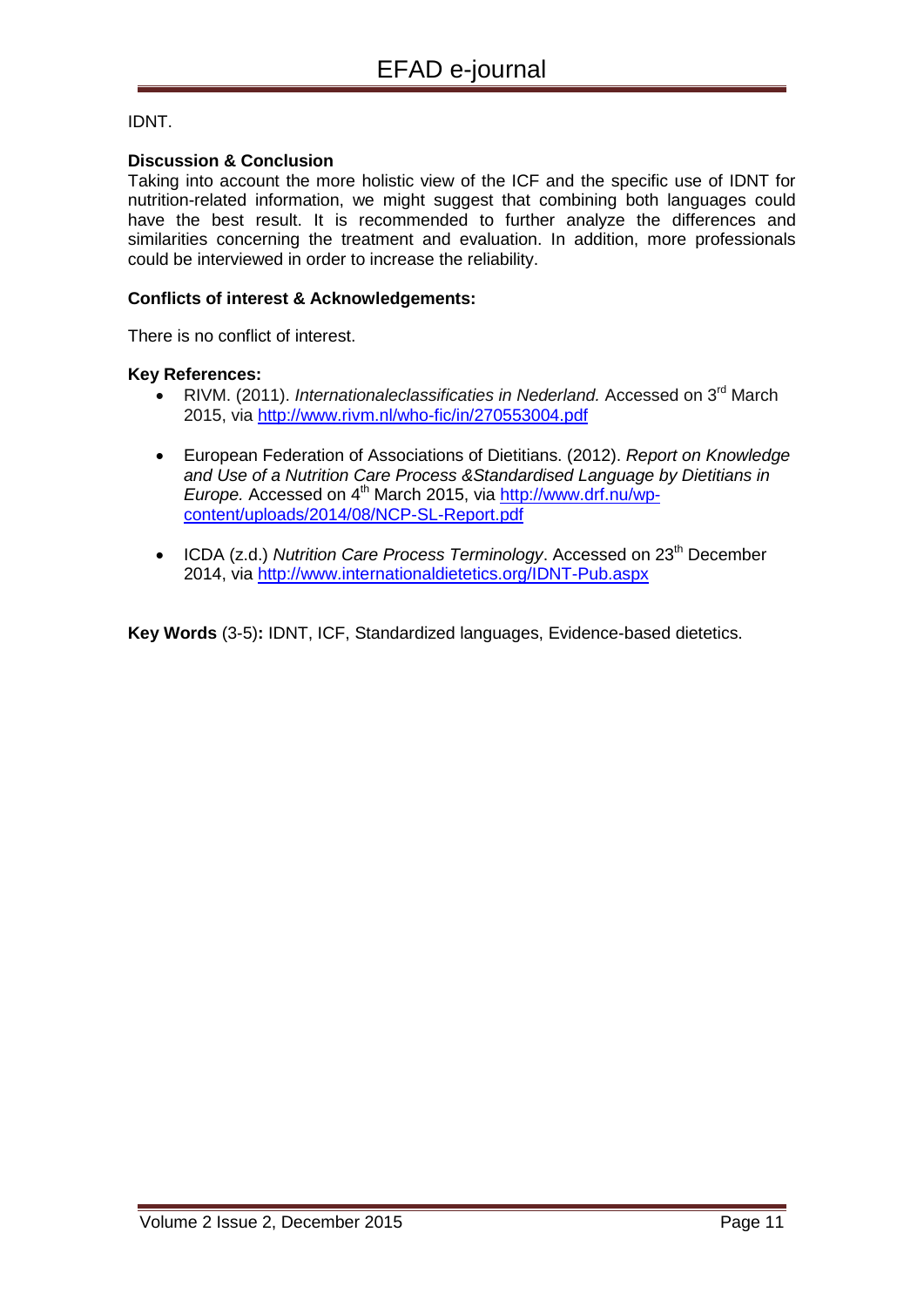IDNT.

**Discussion & Conclusion**

Taking into account the more holistic view of the ICF and the specific use of IDNT for nutrition-related information, we might suggest that combining both languages could have the best result. It is recommended to further analyze the differences and similarities concerning the treatment and evaluation. In addition, more professionals could be interviewed in order to increase the reliability.

**Conflicts of interest & Acknowledgements:**

There is no conflict of interest.

**Key References:**

- RIVM. (2011). *Internationaleclassificaties in Nederland.* Accessed on 3rd March 2015, via http://www.rivm.nl/who-fic/in/270553004.pdf
- European Federation of Associations of Dietitians. (2012). *Report on Knowledge and Use of a Nutrition Care Process &Standardised Language by Dietitians in Europe.* Accessed on 4th March 2015, via http://www.drf.nu/wp-content/uploads/2014/08/NCP-SL-Report.pdf
- ICDA (z.d.) *Nutrition Care Process Terminology*. Accessed on 23th December 2014, via http://www.internationaldietetics.org/IDNT-Pub.aspx

**Key Words** (3-5)**:** IDNT, ICF, Standardized languages, Evidence-based dietetics.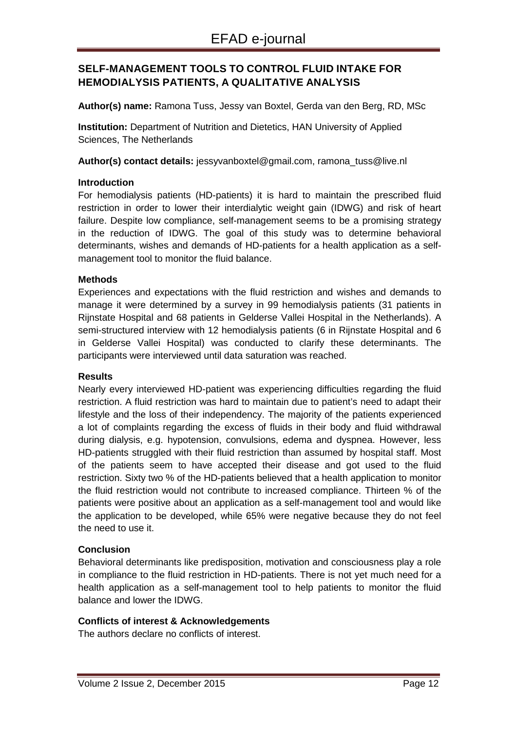## SELF-MANAGEMENT TOOLS TO CONTROL FLUID INTAKE FOR HEMODIALYSIS PATIENTS, A QUALITATIVE ANALYSIS

**Author(s) name:** Ramona Tuss, Jessy van Boxtel, Gerda van den Berg, RD, MSc

**Institution:** Department of Nutrition and Dietetics, HAN University of Applied Sciences, The Netherlands

**Author(s) contact details:** jessyvanboxtel@gmail.com, ramona_tuss@live.nl

### Introduction

For hemodialysis patients (HD-patients) it is hard to maintain the prescribed fluid restriction in order to lower their interdialytic weight gain (IDWG) and risk of heart failure. Despite low compliance, self-management seems to be a promising strategy in the reduction of IDWG. The goal of this study was to determine behavioral determinants, wishes and demands of HD-patients for a health application as a self-management tool to monitor the fluid balance.

### Methods

Experiences and expectations with the fluid restriction and wishes and demands to manage it were determined by a survey in 99 hemodialysis patients (31 patients in Rijnstate Hospital and 68 patients in Gelderse Vallei Hospital in the Netherlands). A semi-structured interview with 12 hemodialysis patients (6 in Rijnstate Hospital and 6 in Gelderse Vallei Hospital) was conducted to clarify these determinants. The participants were interviewed until data saturation was reached.

### Results

Nearly every interviewed HD-patient was experiencing difficulties regarding the fluid restriction. A fluid restriction was hard to maintain due to patient's need to adapt their lifestyle and the loss of their independency. The majority of the patients experienced a lot of complaints regarding the excess of fluids in their body and fluid withdrawal during dialysis, e.g. hypotension, convulsions, edema and dyspnea. However, less HD-patients struggled with their fluid restriction than assumed by hospital staff. Most of the patients seem to have accepted their disease and got used to the fluid restriction. Sixty two % of the HD-patients believed that a health application to monitor the fluid restriction would not contribute to increased compliance. Thirteen % of the patients were positive about an application as a self-management tool and would like the application to be developed, while 65% were negative because they do not feel the need to use it.

### Conclusion

Behavioral determinants like predisposition, motivation and consciousness play a role in compliance to the fluid restriction in HD-patients. There is not yet much need for a health application as a self-management tool to help patients to monitor the fluid balance and lower the IDWG.

### Conflicts of interest & Acknowledgements

The authors declare no conflicts of interest.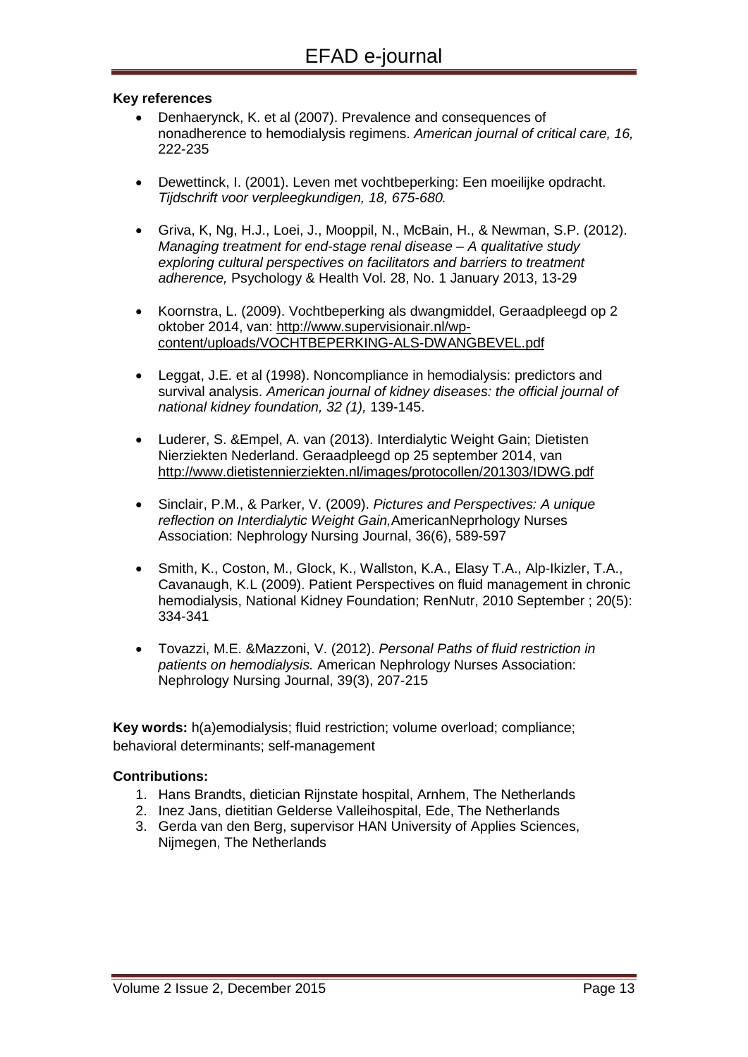**Key references**

- Denhaerynck, K. et al (2007). Prevalence and consequences of nonadherence to hemodialysis regimens. *American journal of critical care, 16,* 222-235
- Dewettinck, I. (2001). Leven met vochtbeperking: Een moeilijke opdracht. *Tijdschrift voor verpleegkundigen, 18, 675-680.*
- Griva, K, Ng, H.J., Loei, J., Mooppil, N., McBain, H., & Newman, S.P. (2012). *Managing treatment for end-stage renal disease – A qualitative study exploring cultural perspectives on facilitators and barriers to treatment adherence,* Psychology & Health Vol. 28, No. 1 January 2013, 13-29
- Koornstra, L. (2009). Vochtbeperking als dwangmiddel, Geraadpleegd op 2 oktober 2014, van: http://www.supervisionair.nl/wp-content/uploads/VOCHTBEPERKING-ALS-DWANGBEVEL.pdf
- Leggat, J.E. et al (1998). Noncompliance in hemodialysis: predictors and survival analysis. *American journal of kidney diseases: the official journal of national kidney foundation, 32 (1),* 139-145.
- Luderer, S. &Empel, A. van (2013). Interdialytic Weight Gain; Dietisten Nierziekten Nederland. Geraadpleegd op 25 september 2014, van http://www.dietistennierziekten.nl/images/protocollen/201303/IDWG.pdf
- Sinclair, P.M., & Parker, V. (2009). *Pictures and Perspectives: A unique reflection on Interdialytic Weight Gain,*AmericanNeprhology Nurses Association: Nephrology Nursing Journal, 36(6), 589-597
- Smith, K., Coston, M., Glock, K., Wallston, K.A., Elasy T.A., Alp-Ikizler, T.A., Cavanaugh, K.L (2009). Patient Perspectives on fluid management in chronic hemodialysis, National Kidney Foundation; RenNutr, 2010 September ; 20(5): 334-341
- Tovazzi, M.E. &Mazzoni, V. (2012). *Personal Paths of fluid restriction in patients on hemodialysis.* American Nephrology Nurses Association: Nephrology Nursing Journal, 39(3), 207-215

**Key words:** h(a)emodialysis; fluid restriction; volume overload; compliance; behavioral determinants; self-management

**Contributions:**

1. Hans Brandts, dietician Rijnstate hospital, Arnhem, The Netherlands
2. Inez Jans, dietitian Gelderse Valleihospital, Ede, The Netherlands
3. Gerda van den Berg, supervisor HAN University of Applies Sciences, Nijmegen, The Netherlands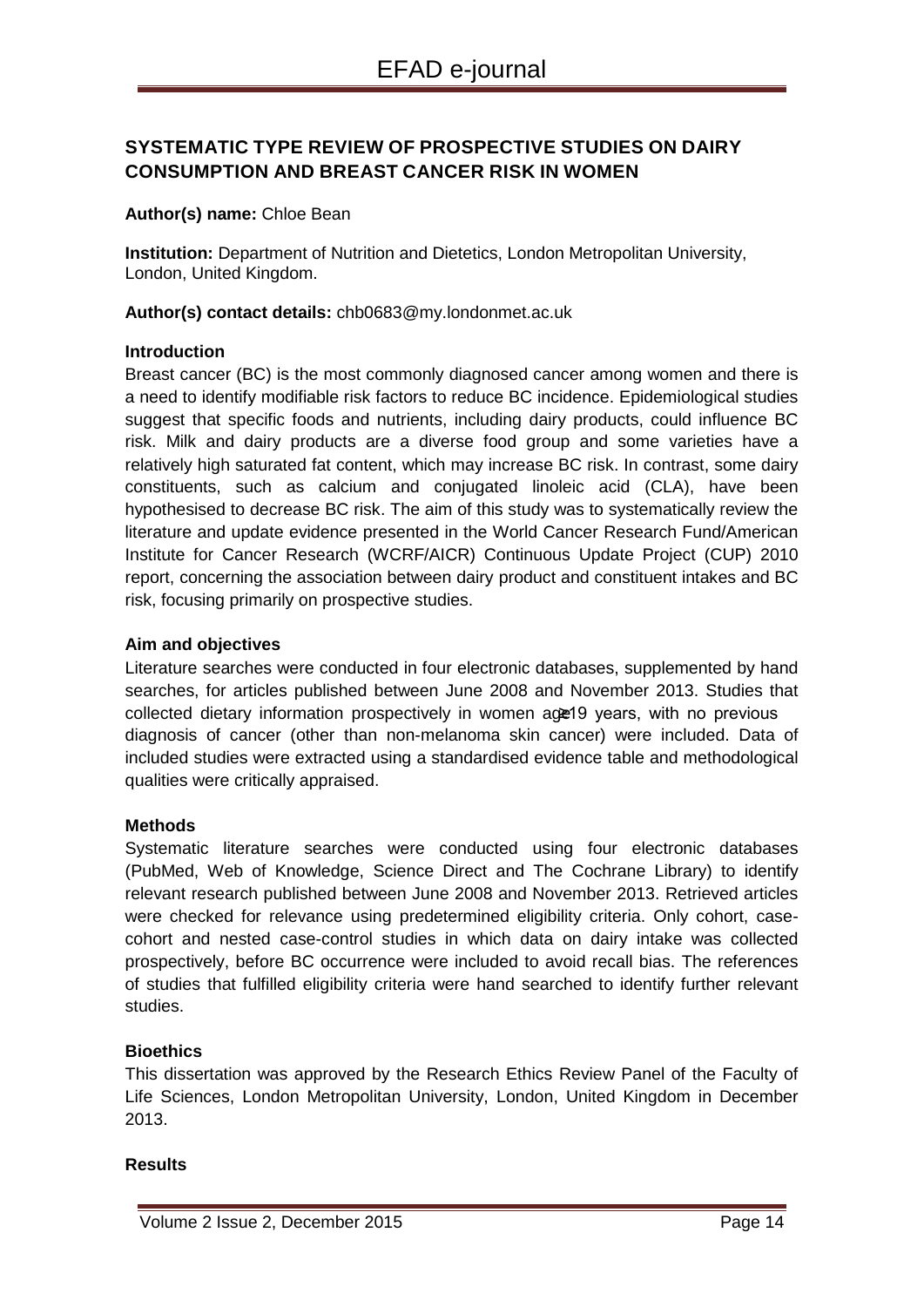## SYSTEMATIC TYPE REVIEW OF PROSPECTIVE STUDIES ON DAIRY CONSUMPTION AND BREAST CANCER RISK IN WOMEN

**Author(s) name:** Chloe Bean

**Institution:** Department of Nutrition and Dietetics, London Metropolitan University, London, United Kingdom.

**Author(s) contact details:** chb0683@my.londonmet.ac.uk

### Introduction

Breast cancer (BC) is the most commonly diagnosed cancer among women and there is a need to identify modifiable risk factors to reduce BC incidence. Epidemiological studies suggest that specific foods and nutrients, including dairy products, could influence BC risk. Milk and dairy products are a diverse food group and some varieties have a relatively high saturated fat content, which may increase BC risk. In contrast, some dairy constituents, such as calcium and conjugated linoleic acid (CLA), have been hypothesised to decrease BC risk. The aim of this study was to systematically review the literature and update evidence presented in the World Cancer Research Fund/American Institute for Cancer Research (WCRF/AICR) Continuous Update Project (CUP) 2010 report, concerning the association between dairy product and constituent intakes and BC risk, focusing primarily on prospective studies.

### Aim and objectives

Literature searches were conducted in four electronic databases, supplemented by hand searches, for articles published between June 2008 and November 2013. Studies that collected dietary information prospectively in women age ≥19 years, with no previous diagnosis of cancer (other than non-melanoma skin cancer) were included. Data of included studies were extracted using a standardised evidence table and methodological qualities were critically appraised.

### Methods

Systematic literature searches were conducted using four electronic databases (PubMed, Web of Knowledge, Science Direct and The Cochrane Library) to identify relevant research published between June 2008 and November 2013. Retrieved articles were checked for relevance using predetermined eligibility criteria. Only cohort, case-cohort and nested case-control studies in which data on dairy intake was collected prospectively, before BC occurrence were included to avoid recall bias. The references of studies that fulfilled eligibility criteria were hand searched to identify further relevant studies.

### Bioethics

This dissertation was approved by the Research Ethics Review Panel of the Faculty of Life Sciences, London Metropolitan University, London, United Kingdom in December 2013.

### Results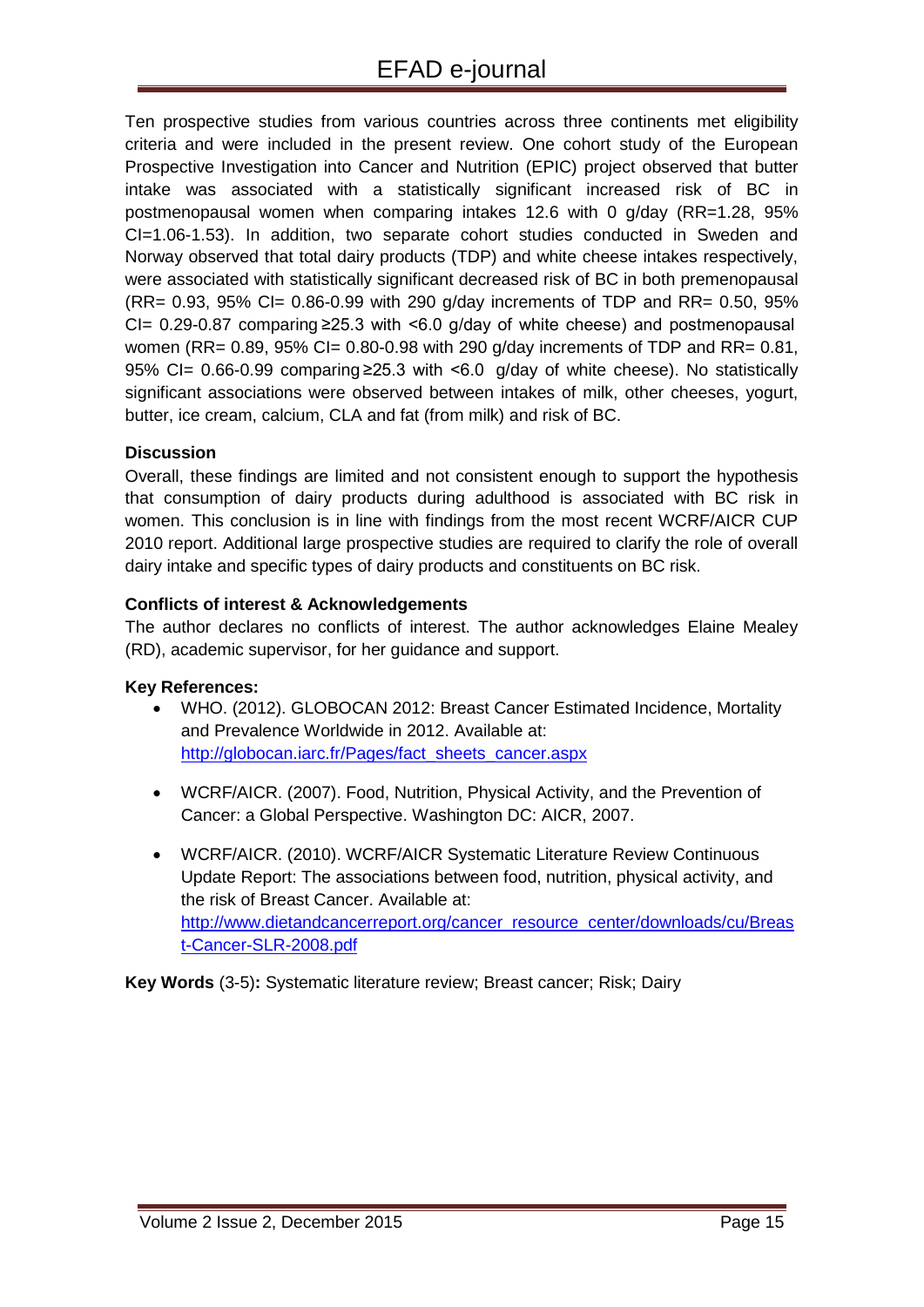Ten prospective studies from various countries across three continents met eligibility criteria and were included in the present review. One cohort study of the European Prospective Investigation into Cancer and Nutrition (EPIC) project observed that butter intake was associated with a statistically significant increased risk of BC in postmenopausal women when comparing intakes 12.6 with 0 g/day (RR=1.28, 95% CI=1.06-1.53). In addition, two separate cohort studies conducted in Sweden and Norway observed that total dairy products (TDP) and white cheese intakes respectively, were associated with statistically significant decreased risk of BC in both premenopausal (RR= 0.93, 95% CI= 0.86-0.99 with 290 g/day increments of TDP and RR= 0.50, 95% CI= 0.29-0.87 comparing ≥25.3 with <6.0 g/day of white cheese) and postmenopausal women (RR= 0.89, 95% CI= 0.80-0.98 with 290 g/day increments of TDP and RR= 0.81, 95% CI= 0.66-0.99 comparing ≥25.3 with <6.0 g/day of white cheese). No statistically significant associations were observed between intakes of milk, other cheeses, yogurt, butter, ice cream, calcium, CLA and fat (from milk) and risk of BC.

**Discussion**

Overall, these findings are limited and not consistent enough to support the hypothesis that consumption of dairy products during adulthood is associated with BC risk in women. This conclusion is in line with findings from the most recent WCRF/AICR CUP 2010 report. Additional large prospective studies are required to clarify the role of overall dairy intake and specific types of dairy products and constituents on BC risk.

**Conflicts of interest & Acknowledgements**

The author declares no conflicts of interest. The author acknowledges Elaine Mealey (RD), academic supervisor, for her guidance and support.

**Key References:**

- WHO. (2012). GLOBOCAN 2012: Breast Cancer Estimated Incidence, Mortality and Prevalence Worldwide in 2012. Available at: http://globocan.iarc.fr/Pages/fact_sheets_cancer.aspx
- WCRF/AICR. (2007). Food, Nutrition, Physical Activity, and the Prevention of Cancer: a Global Perspective. Washington DC: AICR, 2007.
- WCRF/AICR. (2010). WCRF/AICR Systematic Literature Review Continuous Update Report: The associations between food, nutrition, physical activity, and the risk of Breast Cancer. Available at: http://www.dietandcancerreport.org/cancer_resource_center/downloads/cu/Breast-Cancer-SLR-2008.pdf

**Key Words** (3-5)**:** Systematic literature review; Breast cancer; Risk; Dairy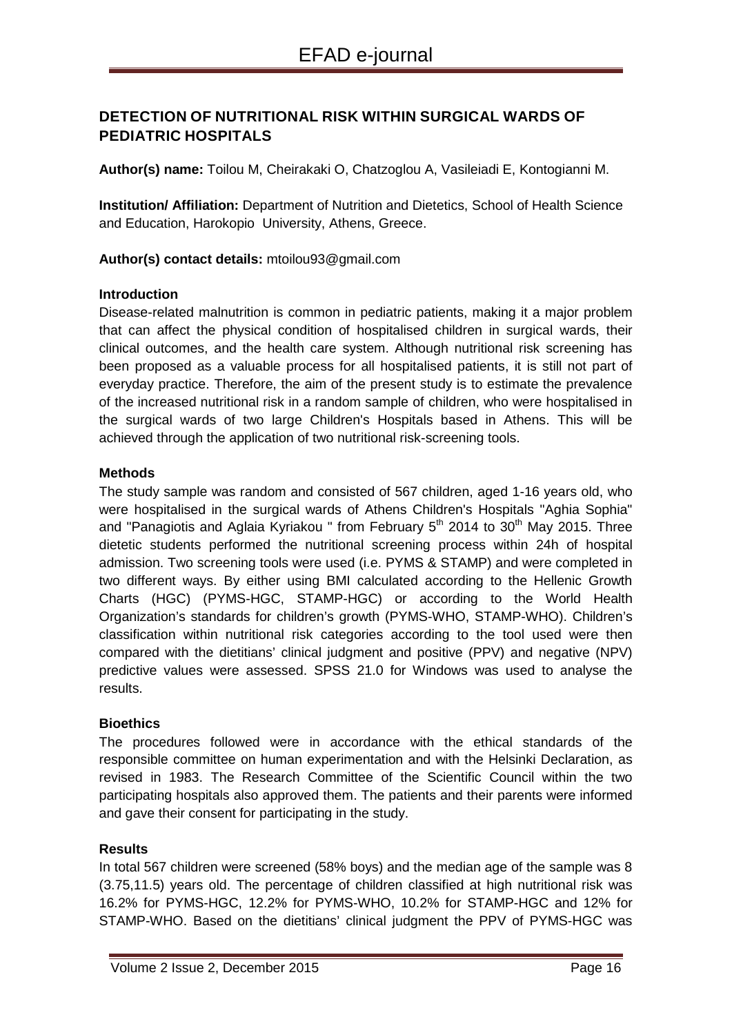## DETECTION OF NUTRITIONAL RISK WITHIN SURGICAL WARDS OF PEDIATRIC HOSPITALS

**Author(s) name:** Toilou M, Cheirakaki O, Chatzoglou A, Vasileiadi E, Kontogianni M.

**Institution/ Affiliation:** Department of Nutrition and Dietetics, School of Health Science and Education, Harokopio University, Athens, Greece.

**Author(s) contact details:** mtoilou93@gmail.com

### Introduction

Disease-related malnutrition is common in pediatric patients, making it a major problem that can affect the physical condition of hospitalised children in surgical wards, their clinical outcomes, and the health care system. Although nutritional risk screening has been proposed as a valuable process for all hospitalised patients, it is still not part of everyday practice. Therefore, the aim of the present study is to estimate the prevalence of the increased nutritional risk in a random sample of children, who were hospitalised in the surgical wards of two large Children's Hospitals based in Athens. This will be achieved through the application of two nutritional risk-screening tools.

### Methods

The study sample was random and consisted of 567 children, aged 1-16 years old, who were hospitalised in the surgical wards of Athens Children's Hospitals "Aghia Sophia" and "Panagiotis and Aglaia Kyriakou " from February 5th 2014 to 30th May 2015. Three dietetic students performed the nutritional screening process within 24h of hospital admission. Two screening tools were used (i.e. PYMS & STAMP) and were completed in two different ways. By either using BMI calculated according to the Hellenic Growth Charts (HGC) (PYMS-HGC, STAMP-HGC) or according to the World Health Organization's standards for children's growth (PYMS-WHO, STAMP-WHO). Children's classification within nutritional risk categories according to the tool used were then compared with the dietitians' clinical judgment and positive (PPV) and negative (NPV) predictive values were assessed. SPSS 21.0 for Windows was used to analyse the results.

### Bioethics

The procedures followed were in accordance with the ethical standards of the responsible committee on human experimentation and with the Helsinki Declaration, as revised in 1983. The Research Committee of the Scientific Council within the two participating hospitals also approved them. The patients and their parents were informed and gave their consent for participating in the study.

### Results

In total 567 children were screened (58% boys) and the median age of the sample was 8 (3.75,11.5) years old. The percentage of children classified at high nutritional risk was 16.2% for PYMS-HGC, 12.2% for PYMS-WHO, 10.2% for STAMP-HGC and 12% for STAMP-WHO. Based on the dietitians' clinical judgment the PPV of PYMS-HGC was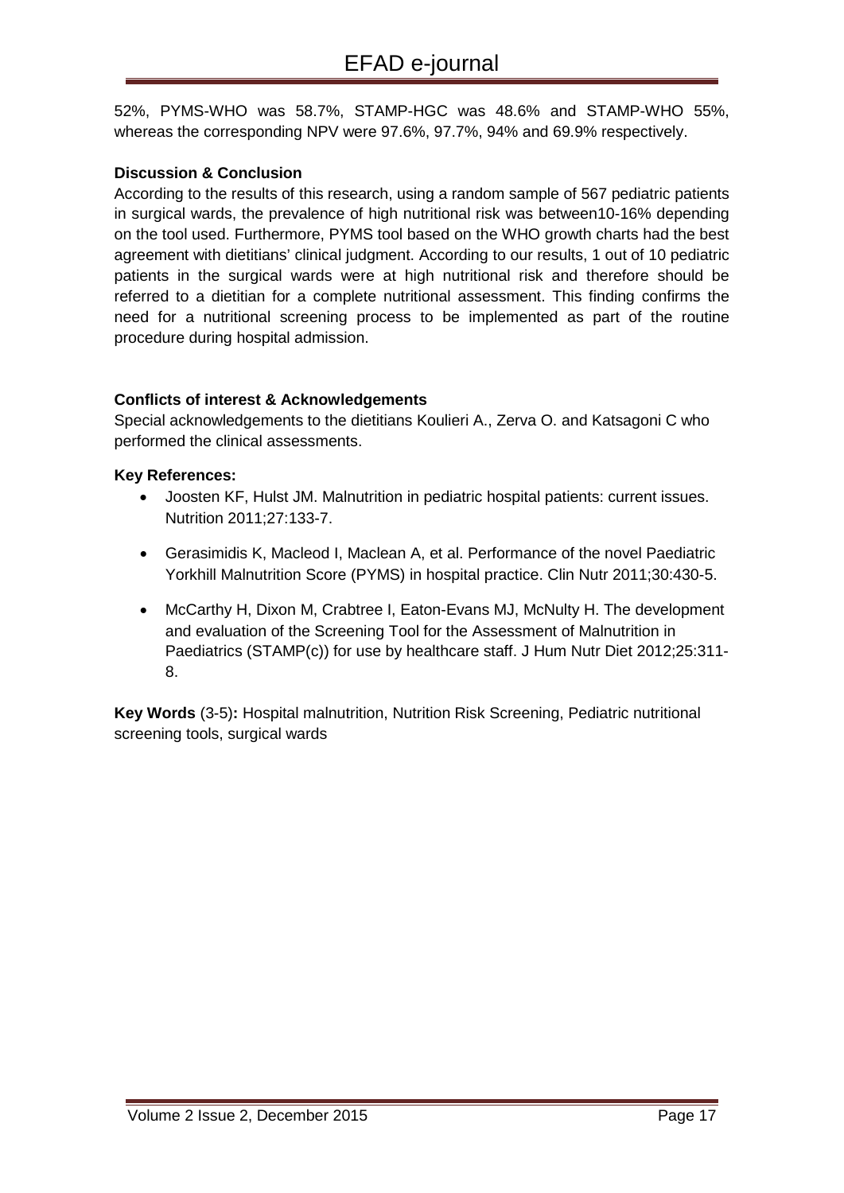52%, PYMS-WHO was 58.7%, STAMP-HGC was 48.6% and STAMP-WHO 55%, whereas the corresponding NPV were 97.6%, 97.7%, 94% and 69.9% respectively.

**Discussion & Conclusion**

According to the results of this research, using a random sample of 567 pediatric patients in surgical wards, the prevalence of high nutritional risk was between10-16% depending on the tool used. Furthermore, PYMS tool based on the WHO growth charts had the best agreement with dietitians' clinical judgment. According to our results, 1 out of 10 pediatric patients in the surgical wards were at high nutritional risk and therefore should be referred to a dietitian for a complete nutritional assessment. This finding confirms the need for a nutritional screening process to be implemented as part of the routine procedure during hospital admission.

**Conflicts of interest & Acknowledgements**

Special acknowledgements to the dietitians Koulieri A., Zerva O. and Katsagoni C who performed the clinical assessments.

**Key References:**

- Joosten KF, Hulst JM. Malnutrition in pediatric hospital patients: current issues. Nutrition 2011;27:133-7.
- Gerasimidis K, Macleod I, Maclean A, et al. Performance of the novel Paediatric Yorkhill Malnutrition Score (PYMS) in hospital practice. Clin Nutr 2011;30:430-5.
- McCarthy H, Dixon M, Crabtree I, Eaton-Evans MJ, McNulty H. The development and evaluation of the Screening Tool for the Assessment of Malnutrition in Paediatrics (STAMP(c)) for use by healthcare staff. J Hum Nutr Diet 2012;25:311-8.

**Key Words** (3-5)**:** Hospital malnutrition, Nutrition Risk Screening, Pediatric nutritional screening tools, surgical wards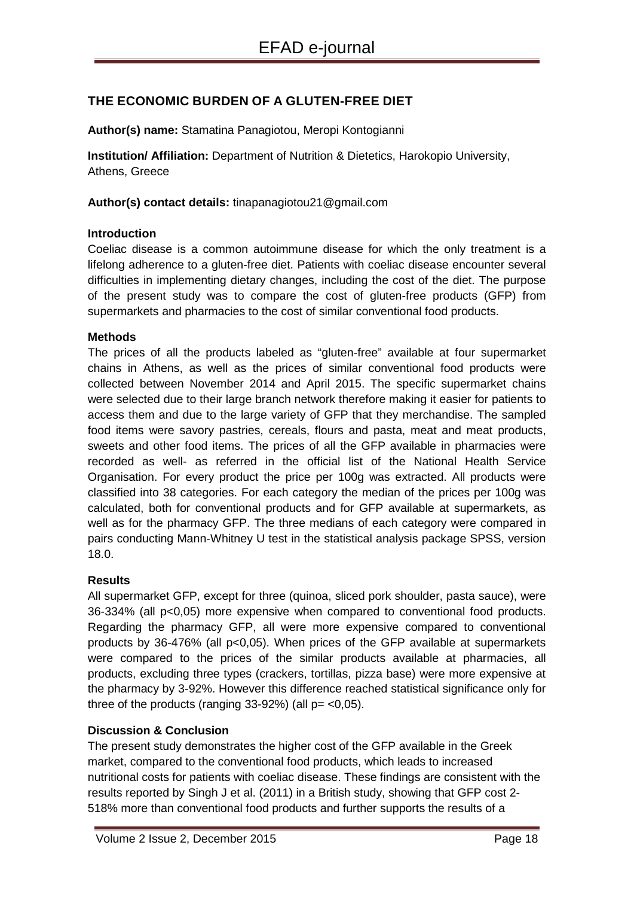## THE ECONOMIC BURDEN OF A GLUTEN-FREE DIET

**Author(s) name:** Stamatina Panagiotou, Meropi Kontogianni

**Institution/ Affiliation:** Department of Nutrition & Dietetics, Harokopio University, Athens, Greece

**Author(s) contact details:** tinapanagiotou21@gmail.com

### Introduction

Coeliac disease is a common autoimmune disease for which the only treatment is a lifelong adherence to a gluten-free diet. Patients with coeliac disease encounter several difficulties in implementing dietary changes, including the cost of the diet. The purpose of the present study was to compare the cost of gluten-free products (GFP) from supermarkets and pharmacies to the cost of similar conventional food products.

### Methods

The prices of all the products labeled as "gluten-free" available at four supermarket chains in Athens, as well as the prices of similar conventional food products were collected between November 2014 and April 2015. The specific supermarket chains were selected due to their large branch network therefore making it easier for patients to access them and due to the large variety of GFP that they merchandise. The sampled food items were savory pastries, cereals, flours and pasta, meat and meat products, sweets and other food items. The prices of all the GFP available in pharmacies were recorded as well- as referred in the official list of the National Health Service Organisation. For every product the price per 100g was extracted. All products were classified into 38 categories. For each category the median of the prices per 100g was calculated, both for conventional products and for GFP available at supermarkets, as well as for the pharmacy GFP. The three medians of each category were compared in pairs conducting Mann-Whitney U test in the statistical analysis package SPSS, version 18.0.

### Results

All supermarket GFP, except for three (quinoa, sliced pork shoulder, pasta sauce), were 36-334% (all $p<0{,}05$) more expensive when compared to conventional food products. Regarding the pharmacy GFP, all were more expensive compared to conventional products by 36-476% (all $p<0{,}05$). When prices of the GFP available at supermarkets were compared to the prices of the similar products available at pharmacies, all products, excluding three types (crackers, tortillas, pizza base) were more expensive at the pharmacy by 3-92%. However this difference reached statistical significance only for three of the products (ranging 33-92%) (all $p= <0{,}05$).

### Discussion & Conclusion

The present study demonstrates the higher cost of the GFP available in the Greek market, compared to the conventional food products, which leads to increased nutritional costs for patients with coeliac disease. These findings are consistent with the results reported by Singh J et al. (2011) in a British study, showing that GFP cost 2-518% more than conventional food products and further supports the results of a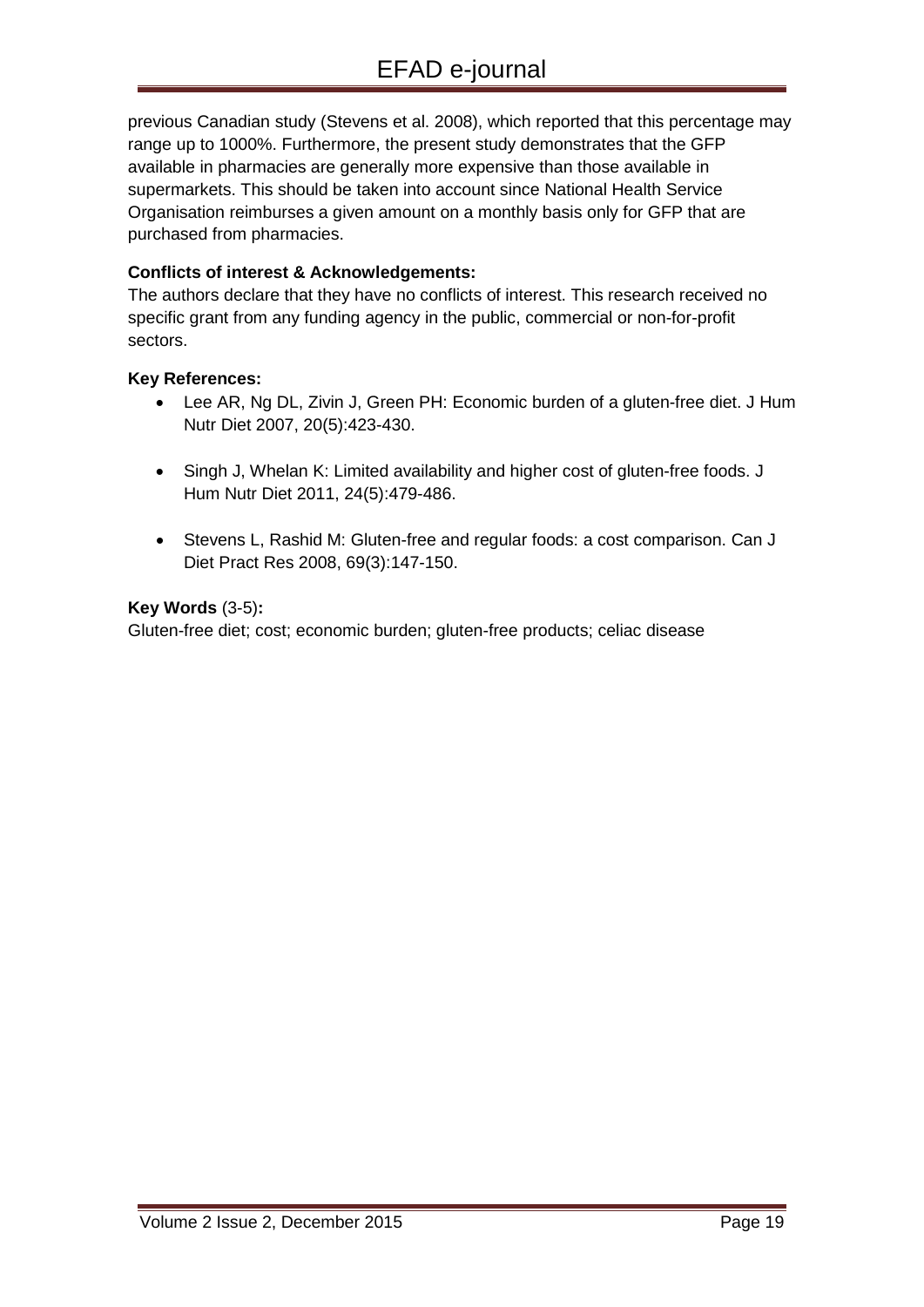previous Canadian study (Stevens et al. 2008), which reported that this percentage may range up to 1000%. Furthermore, the present study demonstrates that the GFP available in pharmacies are generally more expensive than those available in supermarkets. This should be taken into account since National Health Service Organisation reimburses a given amount on a monthly basis only for GFP that are purchased from pharmacies.

**Conflicts of interest & Acknowledgements:**
The authors declare that they have no conflicts of interest. This research received no specific grant from any funding agency in the public, commercial or non-for-profit sectors.

**Key References:**

- Lee AR, Ng DL, Zivin J, Green PH: Economic burden of a gluten-free diet. J Hum Nutr Diet 2007, 20(5):423-430.
- Singh J, Whelan K: Limited availability and higher cost of gluten-free foods. J Hum Nutr Diet 2011, 24(5):479-486.
- Stevens L, Rashid M: Gluten-free and regular foods: a cost comparison. Can J Diet Pract Res 2008, 69(3):147-150.

**Key Words** (3-5)**:**
Gluten-free diet; cost; economic burden; gluten-free products; celiac disease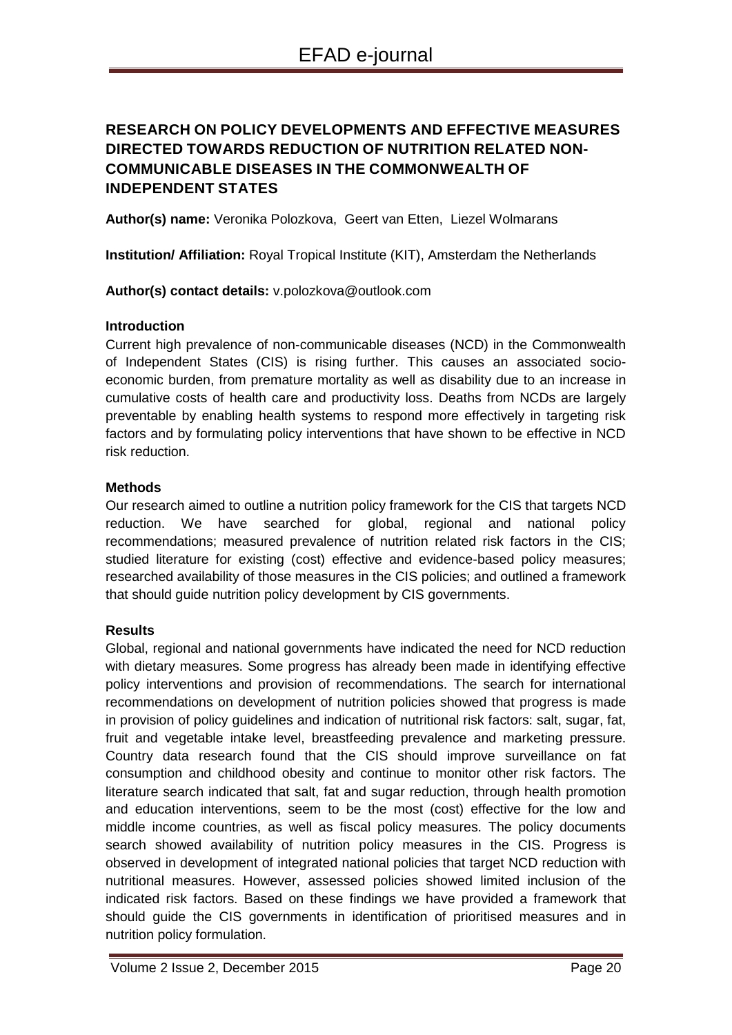## RESEARCH ON POLICY DEVELOPMENTS AND EFFECTIVE MEASURES DIRECTED TOWARDS REDUCTION OF NUTRITION RELATED NON-COMMUNICABLE DISEASES IN THE COMMONWEALTH OF INDEPENDENT STATES

**Author(s) name:** Veronika Polozkova, Geert van Etten, Liezel Wolmarans

**Institution/ Affiliation:** Royal Tropical Institute (KIT), Amsterdam the Netherlands

**Author(s) contact details:** v.polozkova@outlook.com

### Introduction

Current high prevalence of non-communicable diseases (NCD) in the Commonwealth of Independent States (CIS) is rising further. This causes an associated socio-economic burden, from premature mortality as well as disability due to an increase in cumulative costs of health care and productivity loss. Deaths from NCDs are largely preventable by enabling health systems to respond more effectively in targeting risk factors and by formulating policy interventions that have shown to be effective in NCD risk reduction.

### Methods

Our research aimed to outline a nutrition policy framework for the CIS that targets NCD reduction. We have searched for global, regional and national policy recommendations; measured prevalence of nutrition related risk factors in the CIS; studied literature for existing (cost) effective and evidence-based policy measures; researched availability of those measures in the CIS policies; and outlined a framework that should guide nutrition policy development by CIS governments.

### Results

Global, regional and national governments have indicated the need for NCD reduction with dietary measures. Some progress has already been made in identifying effective policy interventions and provision of recommendations. The search for international recommendations on development of nutrition policies showed that progress is made in provision of policy guidelines and indication of nutritional risk factors: salt, sugar, fat, fruit and vegetable intake level, breastfeeding prevalence and marketing pressure. Country data research found that the CIS should improve surveillance on fat consumption and childhood obesity and continue to monitor other risk factors. The literature search indicated that salt, fat and sugar reduction, through health promotion and education interventions, seem to be the most (cost) effective for the low and middle income countries, as well as fiscal policy measures. The policy documents search showed availability of nutrition policy measures in the CIS. Progress is observed in development of integrated national policies that target NCD reduction with nutritional measures. However, assessed policies showed limited inclusion of the indicated risk factors. Based on these findings we have provided a framework that should guide the CIS governments in identification of prioritised measures and in nutrition policy formulation.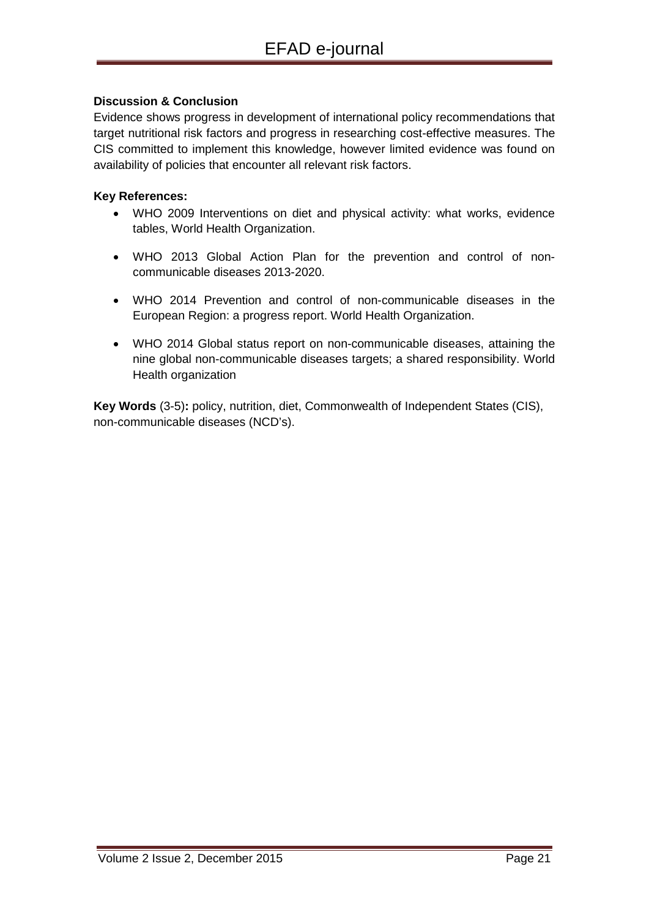**Discussion & Conclusion**

Evidence shows progress in development of international policy recommendations that target nutritional risk factors and progress in researching cost-effective measures. The CIS committed to implement this knowledge, however limited evidence was found on availability of policies that encounter all relevant risk factors.

**Key References:**

- WHO 2009 Interventions on diet and physical activity: what works, evidence tables, World Health Organization.
- WHO 2013 Global Action Plan for the prevention and control of non-communicable diseases 2013-2020.
- WHO 2014 Prevention and control of non-communicable diseases in the European Region: a progress report. World Health Organization.
- WHO 2014 Global status report on non-communicable diseases, attaining the nine global non-communicable diseases targets; a shared responsibility. World Health organization

**Key Words** (3-5)**:** policy, nutrition, diet, Commonwealth of Independent States (CIS), non-communicable diseases (NCD's).